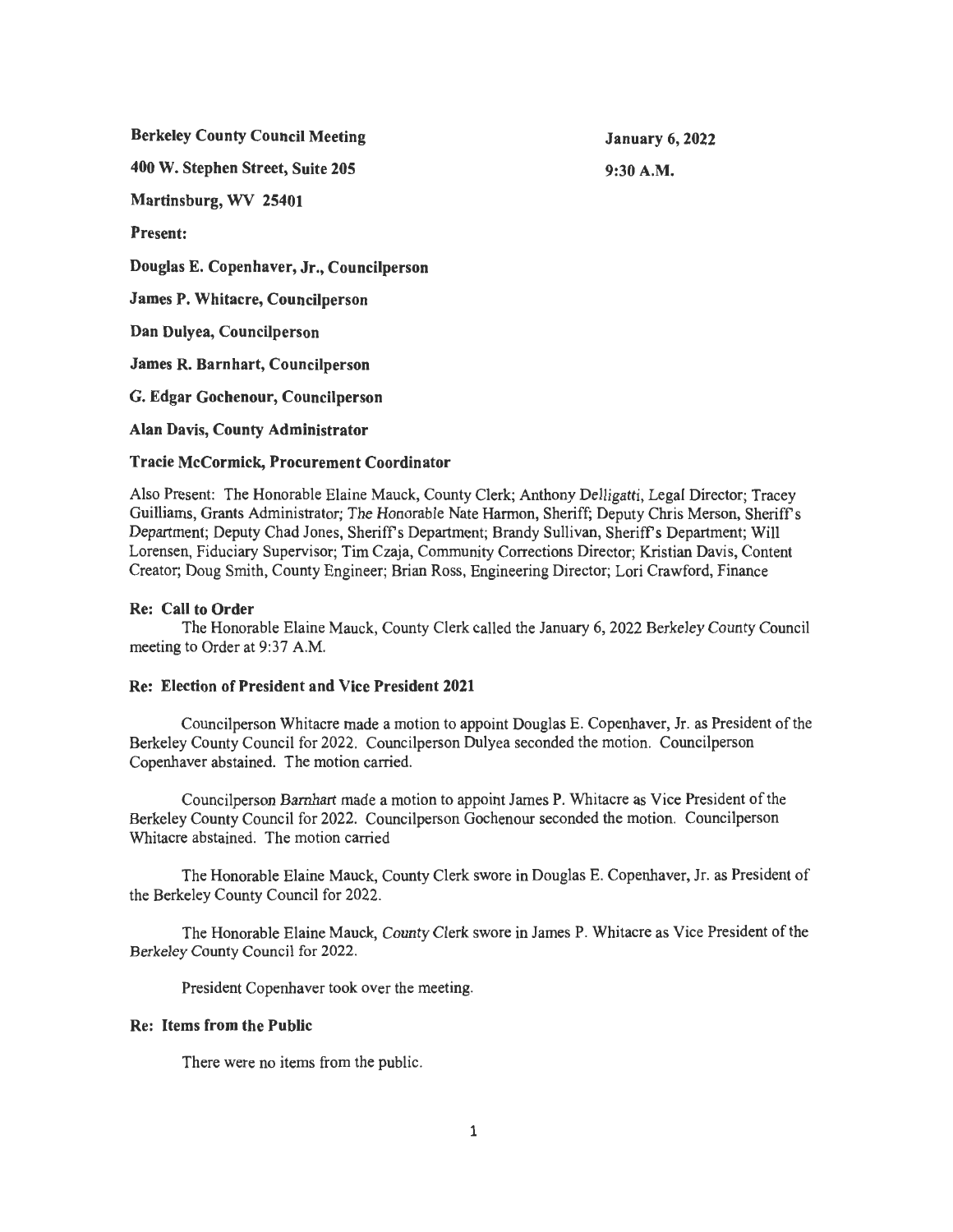**Berkeley County Council Meeting** **January 6, 2022**

**400 W. Stephen Street, Suite 205** **9:30 A.M.**

**Martinsburg, WV 25401**

**Present:**

**Douglas E. Copenhaver, Jr., Councilperson**

**James P. Whitacre, Councilperson**

**Dan Dulyea, Councilperson**

**James R. Barnhart, Councilperson**

**G. Edgar Gochenour, Councilperson**

**Alan Davis, County Administrator**

**Tracie McCormick, Procurement Coordinator**

Also Present: The Honorable Elaine Mauck, County Clerk; Anthony Delligatti, Legal Director; Tracey Guilliams, Grants Administrator; The Honorable Nate Harmon, Sheriff; Deputy Chris Merson, Sheriff's Department; Deputy Chad Jones, Sheriff's Department; Brandy Sullivan, Sheriff's Department; Will Lorensen, Fiduciary Supervisor; Tim Czaja, Community Corrections Director; Kristian Davis, Content Creator; Doug Smith, County Engineer; Brian Ross, Engineering Director; Lori Crawford, Finance

**Re: Call to Order**

The Honorable Elaine Mauck, County Clerk called the January 6, 2022 Berkeley County Council meeting to Order at 9:37 A.M.

**Re: Election of President and Vice President 2021**

Councilperson Whitacre made a motion to appoint Douglas E. Copenhaver, Jr. as President of the Berkeley County Council for 2022. Councilperson Dulyea seconded the motion. Councilperson Copenhaver abstained. The motion carried.

Councilperson Barnhart made a motion to appoint James P. Whitacre as Vice President of the Berkeley County Council for 2022. Councilperson Gochenour seconded the motion. Councilperson Whitacre abstained. The motion carried

The Honorable Elaine Mauck, County Clerk swore in Douglas E. Copenhaver, Jr. as President of the Berkeley County Council for 2022.

The Honorable Elaine Mauck, County Clerk swore in James P. Whitacre as Vice President of the Berkeley County Council for 2022.

President Copenhaver took over the meeting.

**Re: Items from the Public**

There were no items from the public.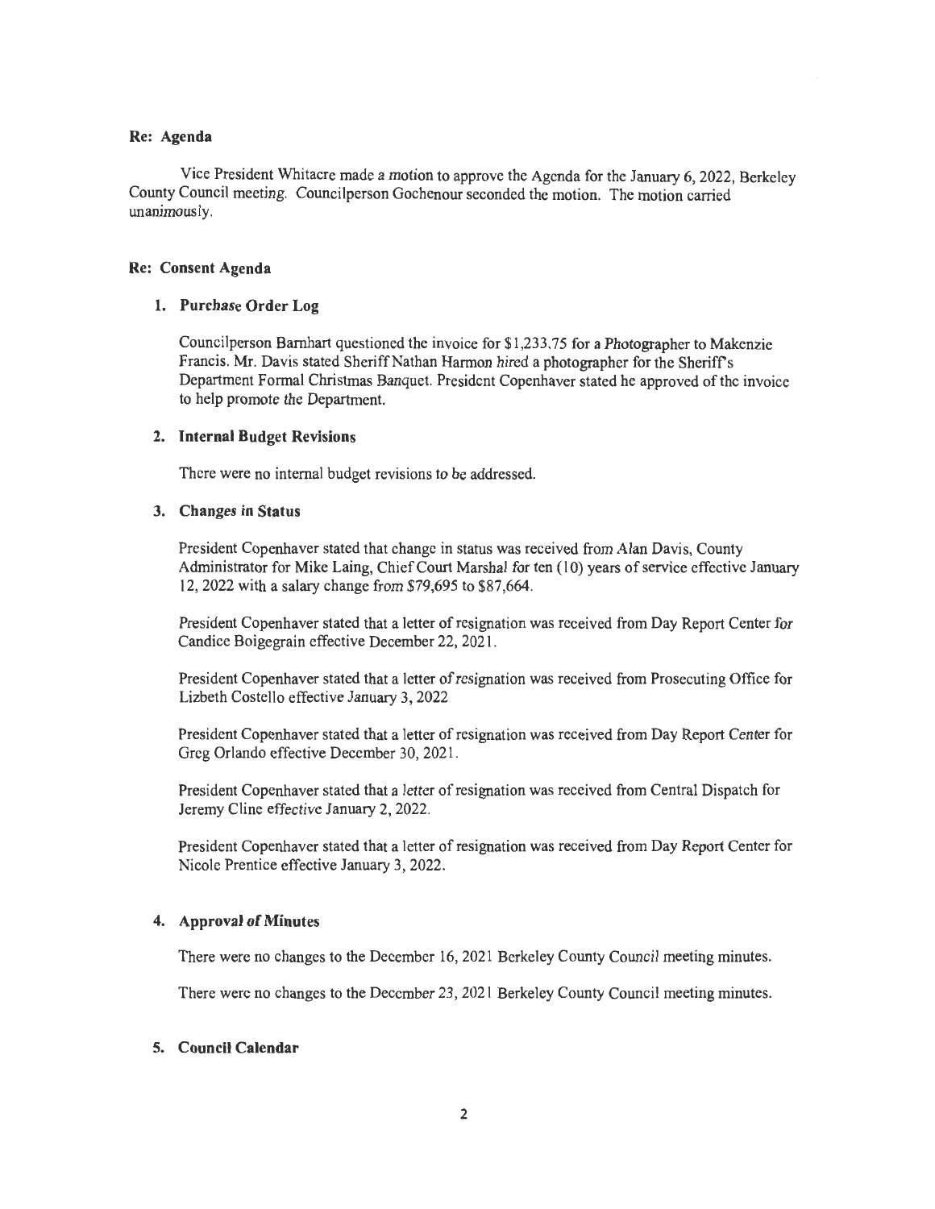**Re: Agenda**

Vice President Whitacre made a motion to approve the Agenda for the January 6, 2022, Berkeley County Council meeting. Councilperson Gochenour seconded the motion. The motion carried unanimously.

**Re: Consent Agenda**

1. **Purchase Order Log**

   Councilperson Barnhart questioned the invoice for $1,233.75 for a Photographer to Makenzie Francis. Mr. Davis stated Sheriff Nathan Harmon hired a photographer for the Sheriff's Department Formal Christmas Banquet. President Copenhaver stated he approved of the invoice to help promote the Department.

2. **Internal Budget Revisions**

   There were no internal budget revisions to be addressed.

3. **Changes in Status**

   President Copenhaver stated that change in status was received from Alan Davis, County Administrator for Mike Laing, Chief Court Marshal for ten (10) years of service effective January 12, 2022 with a salary change from $79,695 to $87,664.

   President Copenhaver stated that a letter of resignation was received from Day Report Center for Candice Boigegrain effective December 22, 2021.

   President Copenhaver stated that a letter of resignation was received from Prosecuting Office for Lizbeth Costello effective January 3, 2022

   President Copenhaver stated that a letter of resignation was received from Day Report Center for Greg Orlando effective December 30, 2021.

   President Copenhaver stated that a letter of resignation was received from Central Dispatch for Jeremy Cline effective January 2, 2022.

   President Copenhaver stated that a letter of resignation was received from Day Report Center for Nicole Prentice effective January 3, 2022.

4. **Approval of Minutes**

   There were no changes to the December 16, 2021 Berkeley County Council meeting minutes.

   There were no changes to the December 23, 2021 Berkeley County Council meeting minutes.

5. **Council Calendar**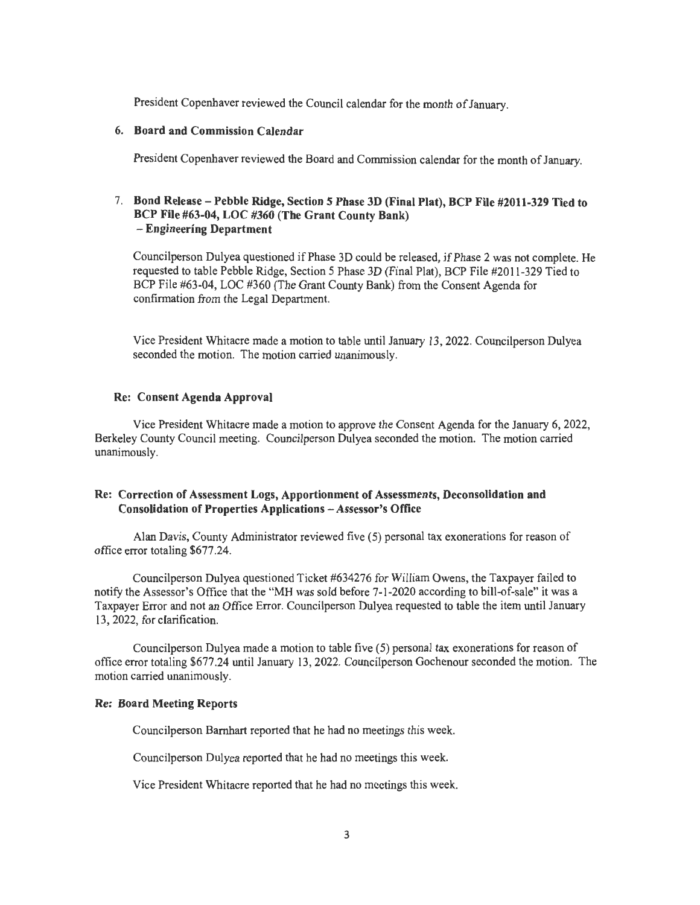President Copenhaver reviewed the Council calendar for the month of January.

6. **Board and Commission Calendar**

   President Copenhaver reviewed the Board and Commission calendar for the month of January.

7. **Bond Release – Pebble Ridge, Section 5 Phase 3D (Final Plat), BCP File #2011-329 Tied to BCP File #63-04, LOC #360 (The Grant County Bank) – Engineering Department**

   Councilperson Dulyea questioned if Phase 3D could be released, if Phase 2 was not complete. He requested to table Pebble Ridge, Section 5 Phase 3D (Final Plat), BCP File #2011-329 Tied to BCP File #63-04, LOC #360 (The Grant County Bank) from the Consent Agenda for confirmation from the Legal Department.

   Vice President Whitacre made a motion to table until January 13, 2022. Councilperson Dulyea seconded the motion. The motion carried unanimously.

**Re: Consent Agenda Approval**

Vice President Whitacre made a motion to approve the Consent Agenda for the January 6, 2022, Berkeley County Council meeting. Councilperson Dulyea seconded the motion. The motion carried unanimously.

**Re: Correction of Assessment Logs, Apportionment of Assessments, Deconsolidation and Consolidation of Properties Applications – Assessor's Office**

Alan Davis, County Administrator reviewed five (5) personal tax exonerations for reason of office error totaling $677.24.

Councilperson Dulyea questioned Ticket #634276 for William Owens, the Taxpayer failed to notify the Assessor's Office that the "MH was sold before 7-1-2020 according to bill-of-sale" it was a Taxpayer Error and not an Office Error. Councilperson Dulyea requested to table the item until January 13, 2022, for clarification.

Councilperson Dulyea made a motion to table five (5) personal tax exonerations for reason of office error totaling $677.24 until January 13, 2022. Councilperson Gochenour seconded the motion. The motion carried unanimously.

**Re: Board Meeting Reports**

Councilperson Barnhart reported that he had no meetings this week.

Councilperson Dulyea reported that he had no meetings this week.

Vice President Whitacre reported that he had no meetings this week.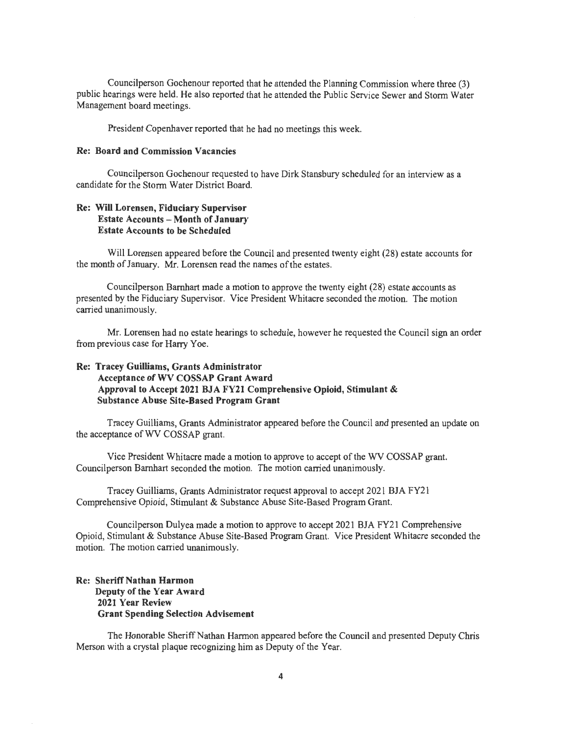Councilperson Gochenour reported that he attended the Planning Commission where three (3) public hearings were held. He also reported that he attended the Public Service Sewer and Storm Water Management board meetings.

President Copenhaver reported that he had no meetings this week.

**Re: Board and Commission Vacancies**

Councilperson Gochenour requested to have Dirk Stansbury scheduled for an interview as a candidate for the Storm Water District Board.

**Re: Will Lorensen, Fiduciary Supervisor**
**Estate Accounts – Month of January**
**Estate Accounts to be Scheduled**

Will Lorensen appeared before the Council and presented twenty eight (28) estate accounts for the month of January. Mr. Lorensen read the names of the estates.

Councilperson Barnhart made a motion to approve the twenty eight (28) estate accounts as presented by the Fiduciary Supervisor. Vice President Whitacre seconded the motion. The motion carried unanimously.

Mr. Lorensen had no estate hearings to schedule, however he requested the Council sign an order from previous case for Harry Yoe.

**Re: Tracey Guilliams, Grants Administrator**
**Acceptance of WV COSSAP Grant Award**
**Approval to Accept 2021 BJA FY21 Comprehensive Opioid, Stimulant & Substance Abuse Site-Based Program Grant**

Tracey Guilliams, Grants Administrator appeared before the Council and presented an update on the acceptance of WV COSSAP grant.

Vice President Whitacre made a motion to approve to accept of the WV COSSAP grant. Councilperson Barnhart seconded the motion. The motion carried unanimously.

Tracey Guilliams, Grants Administrator request approval to accept 2021 BJA FY21 Comprehensive Opioid, Stimulant & Substance Abuse Site-Based Program Grant.

Councilperson Dulyea made a motion to approve to accept 2021 BJA FY21 Comprehensive Opioid, Stimulant & Substance Abuse Site-Based Program Grant. Vice President Whitacre seconded the motion. The motion carried unanimously.

**Re: Sheriff Nathan Harmon**
**Deputy of the Year Award**
**2021 Year Review**
**Grant Spending Selection Advisement**

The Honorable Sheriff Nathan Harmon appeared before the Council and presented Deputy Chris Merson with a crystal plaque recognizing him as Deputy of the Year.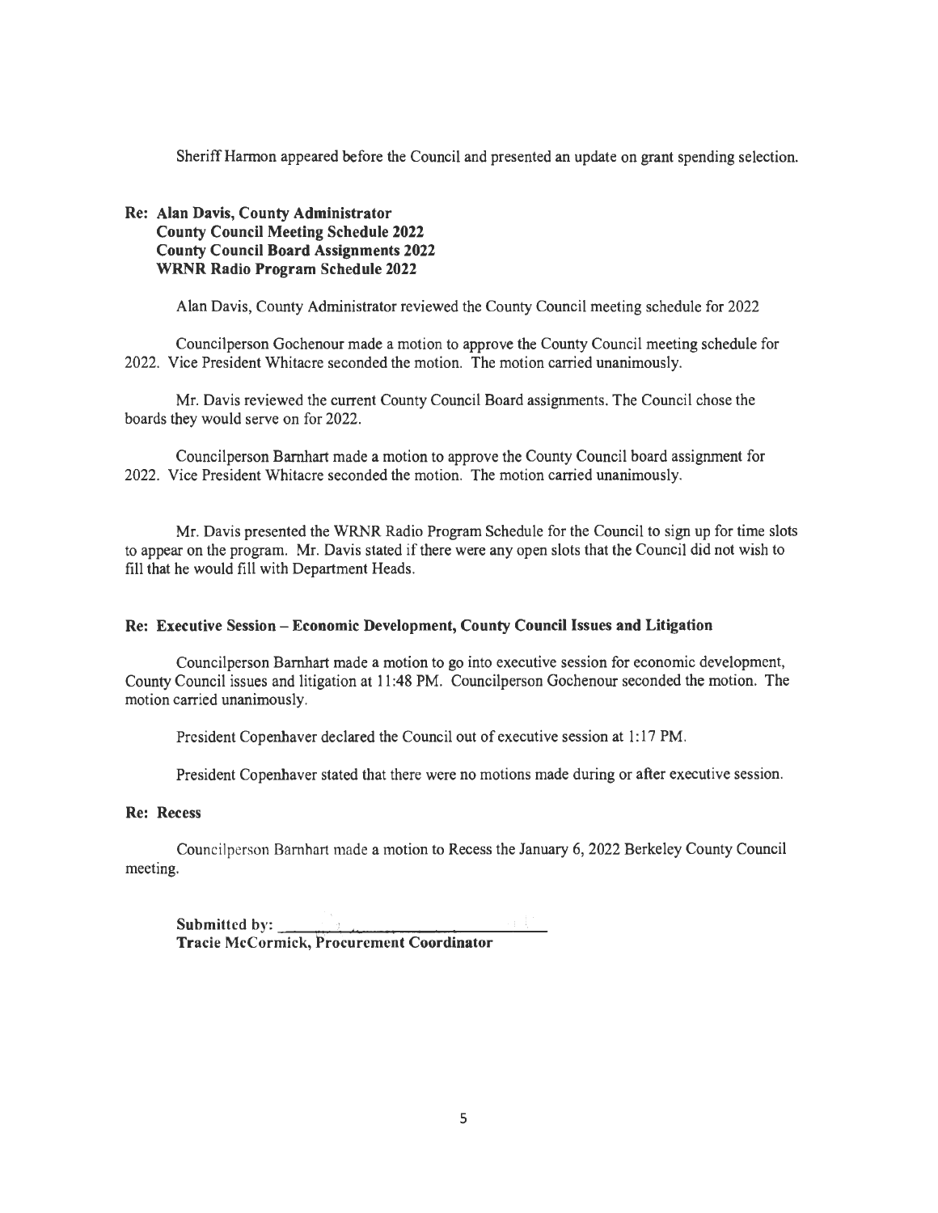Sheriff Harmon appeared before the Council and presented an update on grant spending selection.

**Re: Alan Davis, County Administrator**
**County Council Meeting Schedule 2022**
**County Council Board Assignments 2022**
**WRNR Radio Program Schedule 2022**

Alan Davis, County Administrator reviewed the County Council meeting schedule for 2022

Councilperson Gochenour made a motion to approve the County Council meeting schedule for 2022. Vice President Whitacre seconded the motion. The motion carried unanimously.

Mr. Davis reviewed the current County Council Board assignments. The Council chose the boards they would serve on for 2022.

Councilperson Barnhart made a motion to approve the County Council board assignment for 2022. Vice President Whitacre seconded the motion. The motion carried unanimously.

Mr. Davis presented the WRNR Radio Program Schedule for the Council to sign up for time slots to appear on the program. Mr. Davis stated if there were any open slots that the Council did not wish to fill that he would fill with Department Heads.

**Re: Executive Session – Economic Development, County Council Issues and Litigation**

Councilperson Barnhart made a motion to go into executive session for economic development, County Council issues and litigation at 11:48 PM. Councilperson Gochenour seconded the motion. The motion carried unanimously.

President Copenhaver declared the Council out of executive session at 1:17 PM.

President Copenhaver stated that there were no motions made during or after executive session.

**Re: Recess**

Councilperson Barnhart made a motion to Recess the January 6, 2022 Berkeley County Council meeting.

**Submitted by:** ____________________________
**Tracie McCormick, Procurement Coordinator**